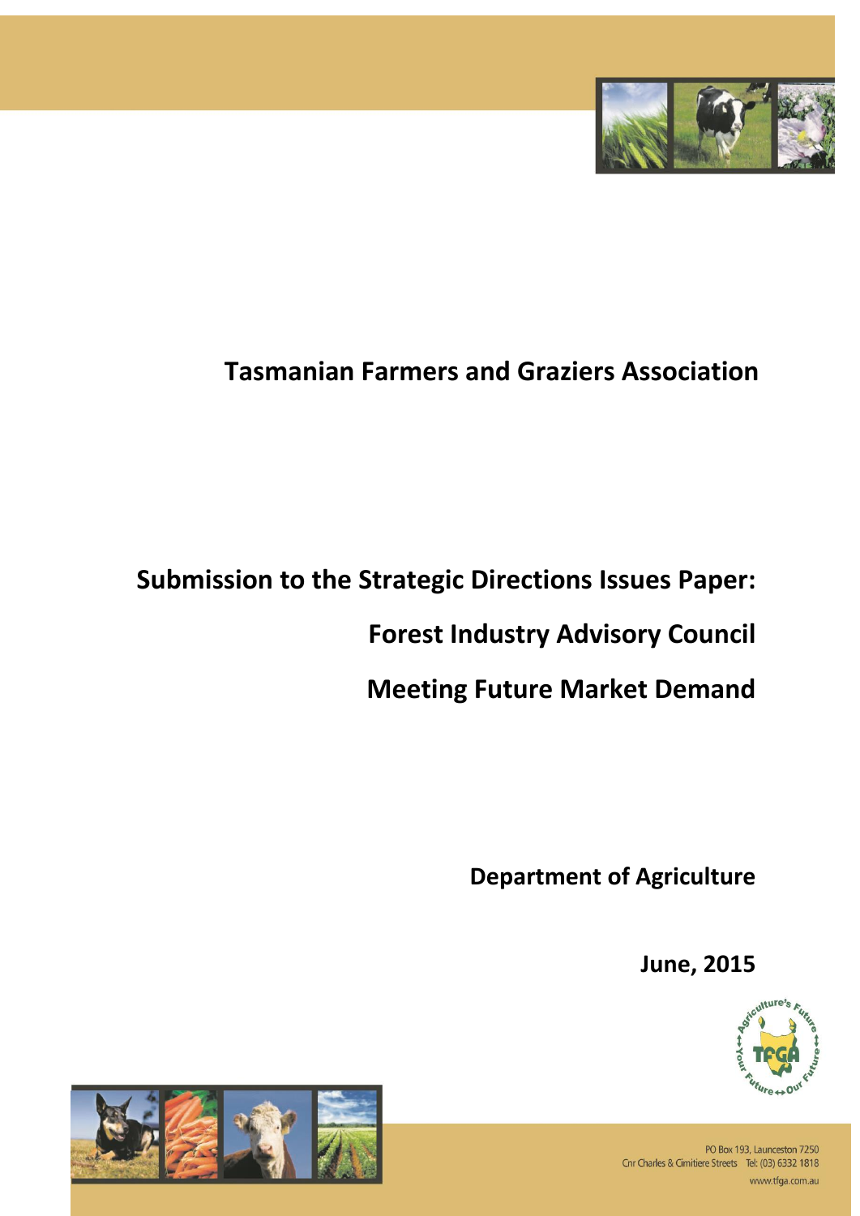# Tasmanian Farmers and Graziers Association

## Submission to the Strategic Directions Issues Paper:

## Forest Industry Advisory Council

## Meeting Future Market Demand

**Department of Agriculture**

**June, 2015**

PO Box 193, Launceston 7250
Cnr Charles & Cimitiere Streets Tel: (03) 6332 1818
www.tfga.com.au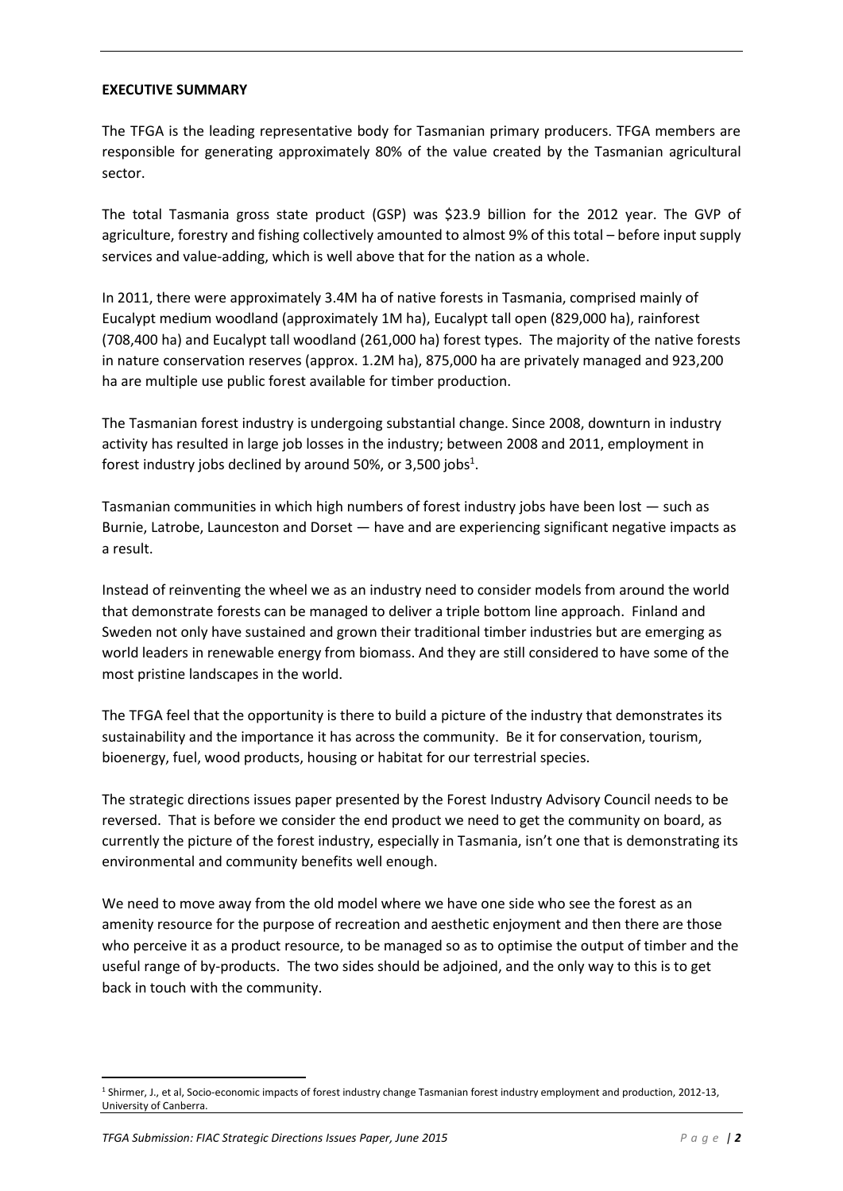**EXECUTIVE SUMMARY**

The TFGA is the leading representative body for Tasmanian primary producers. TFGA members are responsible for generating approximately 80% of the value created by the Tasmanian agricultural sector.

The total Tasmania gross state product (GSP) was $23.9 billion for the 2012 year. The GVP of agriculture, forestry and fishing collectively amounted to almost 9% of this total – before input supply services and value-adding, which is well above that for the nation as a whole.

In 2011, there were approximately 3.4M ha of native forests in Tasmania, comprised mainly of Eucalypt medium woodland (approximately 1M ha), Eucalypt tall open (829,000 ha), rainforest (708,400 ha) and Eucalypt tall woodland (261,000 ha) forest types. The majority of the native forests in nature conservation reserves (approx. 1.2M ha), 875,000 ha are privately managed and 923,200 ha are multiple use public forest available for timber production.

The Tasmanian forest industry is undergoing substantial change. Since 2008, downturn in industry activity has resulted in large job losses in the industry; between 2008 and 2011, employment in forest industry jobs declined by around 50%, or 3,500 jobs[1].

Tasmanian communities in which high numbers of forest industry jobs have been lost — such as Burnie, Latrobe, Launceston and Dorset — have and are experiencing significant negative impacts as a result.

Instead of reinventing the wheel we as an industry need to consider models from around the world that demonstrate forests can be managed to deliver a triple bottom line approach. Finland and Sweden not only have sustained and grown their traditional timber industries but are emerging as world leaders in renewable energy from biomass. And they are still considered to have some of the most pristine landscapes in the world.

The TFGA feel that the opportunity is there to build a picture of the industry that demonstrates its sustainability and the importance it has across the community. Be it for conservation, tourism, bioenergy, fuel, wood products, housing or habitat for our terrestrial species.

The strategic directions issues paper presented by the Forest Industry Advisory Council needs to be reversed. That is before we consider the end product we need to get the community on board, as currently the picture of the forest industry, especially in Tasmania, isn't one that is demonstrating its environmental and community benefits well enough.

We need to move away from the old model where we have one side who see the forest as an amenity resource for the purpose of recreation and aesthetic enjoyment and then there are those who perceive it as a product resource, to be managed so as to optimise the output of timber and the useful range of by-products. The two sides should be adjoined, and the only way to this is to get back in touch with the community.

[1] Shirmer, J., et al, Socio-economic impacts of forest industry change Tasmanian forest industry employment and production, 2012-13, University of Canberra.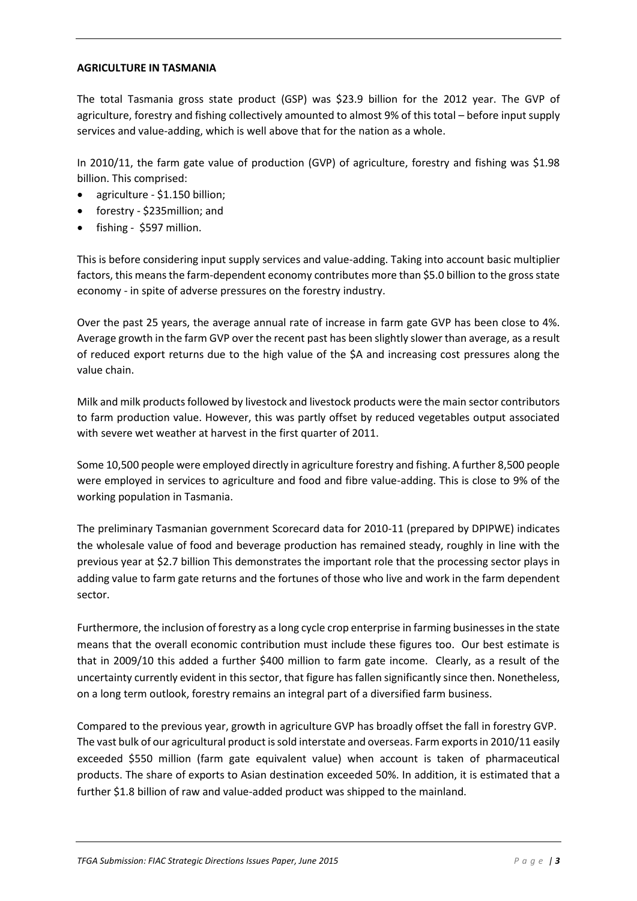## AGRICULTURE IN TASMANIA

The total Tasmania gross state product (GSP) was $23.9 billion for the 2012 year. The GVP of agriculture, forestry and fishing collectively amounted to almost 9% of this total – before input supply services and value-adding, which is well above that for the nation as a whole.

In 2010/11, the farm gate value of production (GVP) of agriculture, forestry and fishing was $1.98 billion. This comprised:

- agriculture - $1.150 billion;
- forestry - $235million; and
- fishing - $597 million.

This is before considering input supply services and value-adding. Taking into account basic multiplier factors, this means the farm-dependent economy contributes more than $5.0 billion to the gross state economy - in spite of adverse pressures on the forestry industry.

Over the past 25 years, the average annual rate of increase in farm gate GVP has been close to 4%. Average growth in the farm GVP over the recent past has been slightly slower than average, as a result of reduced export returns due to the high value of the $A and increasing cost pressures along the value chain.

Milk and milk products followed by livestock and livestock products were the main sector contributors to farm production value. However, this was partly offset by reduced vegetables output associated with severe wet weather at harvest in the first quarter of 2011.

Some 10,500 people were employed directly in agriculture forestry and fishing. A further 8,500 people were employed in services to agriculture and food and fibre value-adding. This is close to 9% of the working population in Tasmania.

The preliminary Tasmanian government Scorecard data for 2010-11 (prepared by DPIPWE) indicates the wholesale value of food and beverage production has remained steady, roughly in line with the previous year at $2.7 billion This demonstrates the important role that the processing sector plays in adding value to farm gate returns and the fortunes of those who live and work in the farm dependent sector.

Furthermore, the inclusion of forestry as a long cycle crop enterprise in farming businesses in the state means that the overall economic contribution must include these figures too. Our best estimate is that in 2009/10 this added a further $400 million to farm gate income. Clearly, as a result of the uncertainty currently evident in this sector, that figure has fallen significantly since then. Nonetheless, on a long term outlook, forestry remains an integral part of a diversified farm business.

Compared to the previous year, growth in agriculture GVP has broadly offset the fall in forestry GVP. The vast bulk of our agricultural product is sold interstate and overseas. Farm exports in 2010/11 easily exceeded $550 million (farm gate equivalent value) when account is taken of pharmaceutical products. The share of exports to Asian destination exceeded 50%. In addition, it is estimated that a further $1.8 billion of raw and value-added product was shipped to the mainland.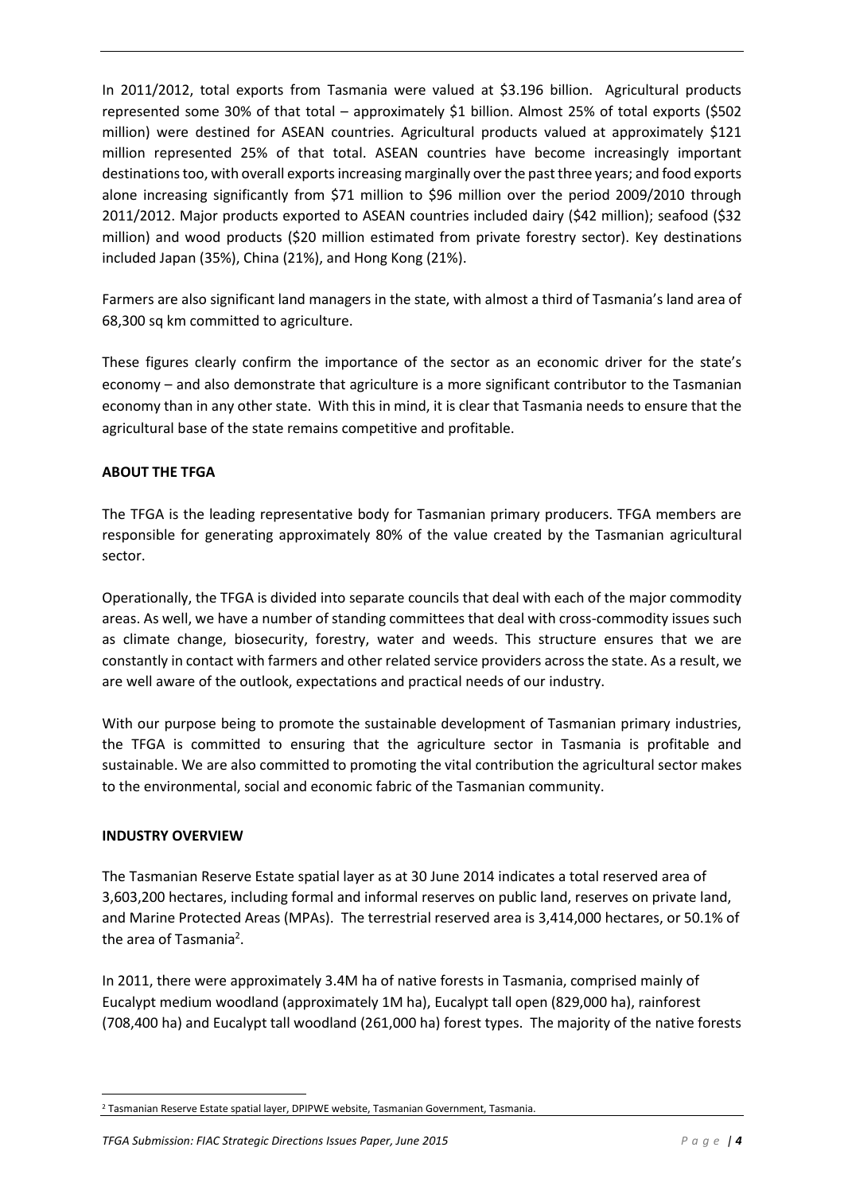In 2011/2012, total exports from Tasmania were valued at $3.196 billion. Agricultural products represented some 30% of that total – approximately $1 billion. Almost 25% of total exports ($502 million) were destined for ASEAN countries. Agricultural products valued at approximately $121 million represented 25% of that total. ASEAN countries have become increasingly important destinations too, with overall exports increasing marginally over the past three years; and food exports alone increasing significantly from $71 million to $96 million over the period 2009/2010 through 2011/2012. Major products exported to ASEAN countries included dairy ($42 million); seafood ($32 million) and wood products ($20 million estimated from private forestry sector). Key destinations included Japan (35%), China (21%), and Hong Kong (21%).

Farmers are also significant land managers in the state, with almost a third of Tasmania's land area of 68,300 sq km committed to agriculture.

These figures clearly confirm the importance of the sector as an economic driver for the state's economy – and also demonstrate that agriculture is a more significant contributor to the Tasmanian economy than in any other state. With this in mind, it is clear that Tasmania needs to ensure that the agricultural base of the state remains competitive and profitable.

## ABOUT THE TFGA

The TFGA is the leading representative body for Tasmanian primary producers. TFGA members are responsible for generating approximately 80% of the value created by the Tasmanian agricultural sector.

Operationally, the TFGA is divided into separate councils that deal with each of the major commodity areas. As well, we have a number of standing committees that deal with cross-commodity issues such as climate change, biosecurity, forestry, water and weeds. This structure ensures that we are constantly in contact with farmers and other related service providers across the state. As a result, we are well aware of the outlook, expectations and practical needs of our industry.

With our purpose being to promote the sustainable development of Tasmanian primary industries, the TFGA is committed to ensuring that the agriculture sector in Tasmania is profitable and sustainable. We are also committed to promoting the vital contribution the agricultural sector makes to the environmental, social and economic fabric of the Tasmanian community.

## INDUSTRY OVERVIEW

The Tasmanian Reserve Estate spatial layer as at 30 June 2014 indicates a total reserved area of 3,603,200 hectares, including formal and informal reserves on public land, reserves on private land, and Marine Protected Areas (MPAs). The terrestrial reserved area is 3,414,000 hectares, or 50.1% of the area of Tasmania[2].

In 2011, there were approximately 3.4M ha of native forests in Tasmania, comprised mainly of Eucalypt medium woodland (approximately 1M ha), Eucalypt tall open (829,000 ha), rainforest (708,400 ha) and Eucalypt tall woodland (261,000 ha) forest types. The majority of the native forests

[2] Tasmanian Reserve Estate spatial layer, DPIPWE website, Tasmanian Government, Tasmania.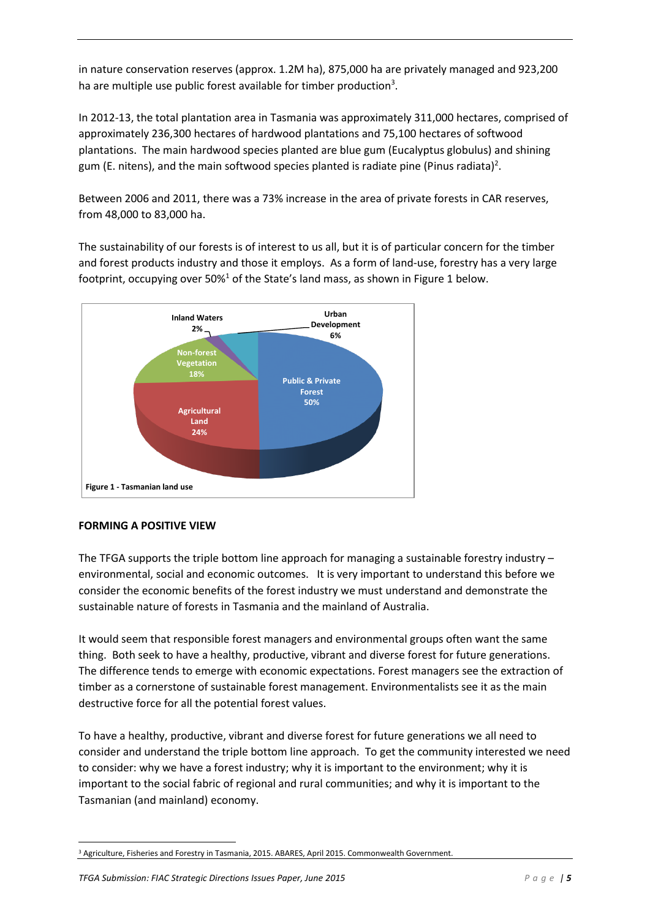in nature conservation reserves (approx. 1.2M ha), 875,000 ha are privately managed and 923,200 ha are multiple use public forest available for timber production[3].

In 2012-13, the total plantation area in Tasmania was approximately 311,000 hectares, comprised of approximately 236,300 hectares of hardwood plantations and 75,100 hectares of softwood plantations. The main hardwood species planted are blue gum (Eucalyptus globulus) and shining gum (E. nitens), and the main softwood species planted is radiate pine (Pinus radiata)[2].

Between 2006 and 2011, there was a 73% increase in the area of private forests in CAR reserves, from 48,000 to 83,000 ha.

The sustainability of our forests is of interest to us all, but it is of particular concern for the timber and forest products industry and those it employs. As a form of land-use, forestry has a very large footprint, occupying over 50%[1] of the State's land mass, as shown in Figure 1 below.

Inland Waters 2%

Urban Development 6%

Non-forest Vegetation 18%

Public & Private Forest 50%

Agricultural Land 24%

**Figure 1 - Tasmanian land use**

## FORMING A POSITIVE VIEW

The TFGA supports the triple bottom line approach for managing a sustainable forestry industry – environmental, social and economic outcomes. It is very important to understand this before we consider the economic benefits of the forest industry we must understand and demonstrate the sustainable nature of forests in Tasmania and the mainland of Australia.

It would seem that responsible forest managers and environmental groups often want the same thing. Both seek to have a healthy, productive, vibrant and diverse forest for future generations. The difference tends to emerge with economic expectations. Forest managers see the extraction of timber as a cornerstone of sustainable forest management. Environmentalists see it as the main destructive force for all the potential forest values.

To have a healthy, productive, vibrant and diverse forest for future generations we all need to consider and understand the triple bottom line approach. To get the community interested we need to consider: why we have a forest industry; why it is important to the environment; why it is important to the social fabric of regional and rural communities; and why it is important to the Tasmanian (and mainland) economy.

[3] Agriculture, Fisheries and Forestry in Tasmania, 2015. ABARES, April 2015. Commonwealth Government.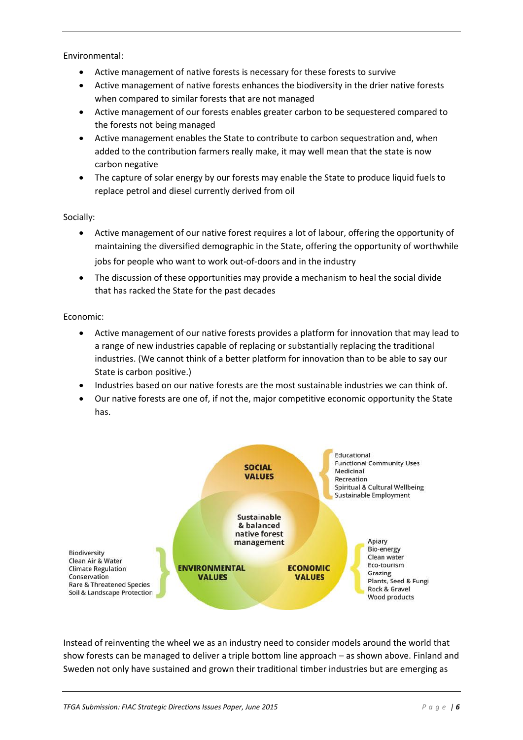Environmental:

- Active management of native forests is necessary for these forests to survive
- Active management of native forests enhances the biodiversity in the drier native forests when compared to similar forests that are not managed
- Active management of our forests enables greater carbon to be sequestered compared to the forests not being managed
- Active management enables the State to contribute to carbon sequestration and, when added to the contribution farmers really make, it may well mean that the state is now carbon negative
- The capture of solar energy by our forests may enable the State to produce liquid fuels to replace petrol and diesel currently derived from oil

Socially:

- Active management of our native forest requires a lot of labour, offering the opportunity of maintaining the diversified demographic in the State, offering the opportunity of worthwhile jobs for people who want to work out-of-doors and in the industry
- The discussion of these opportunities may provide a mechanism to heal the social divide that has racked the State for the past decades

Economic:

- Active management of our native forests provides a platform for innovation that may lead to a range of new industries capable of replacing or substantially replacing the traditional industries. (We cannot think of a better platform for innovation than to be able to say our State is carbon positive.)
- Industries based on our native forests are the most sustainable industries we can think of.
- Our native forests are one of, if not the, major competitive economic opportunity the State has.

**SOCIAL VALUES**: Educational, Functional Community Uses, Medicinal, Recreation, Spiritual & Cultural Wellbeing, Sustainable Employment

**ENVIRONMENTAL VALUES**: Biodiversity, Clean Air & Water, Climate Regulation, Conservation, Rare & Threatened Species, Soil & Landscape Protection

**ECONOMIC VALUES**: Apiary, Bio-energy, Clean water, Eco-tourism, Grazing, Plants, Seed & Fungi, Rock & Gravel, Wood products

Centre: Sustainable & balanced native forest management

Instead of reinventing the wheel we as an industry need to consider models around the world that show forests can be managed to deliver a triple bottom line approach – as shown above. Finland and Sweden not only have sustained and grown their traditional timber industries but are emerging as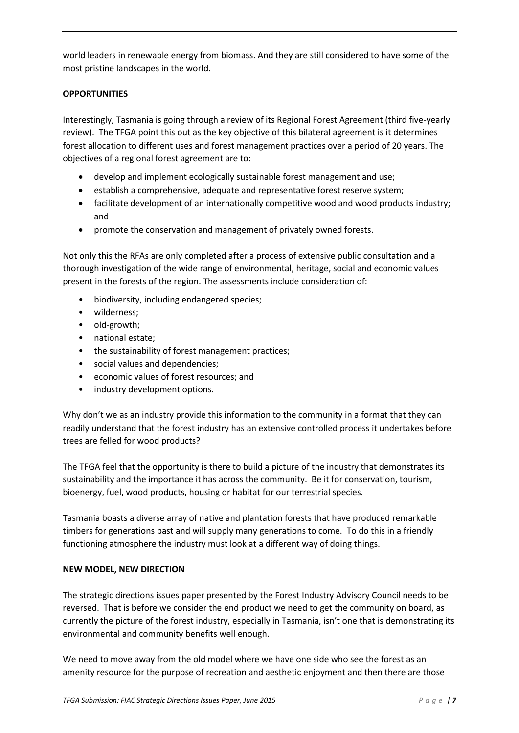world leaders in renewable energy from biomass. And they are still considered to have some of the most pristine landscapes in the world.

**OPPORTUNITIES**

Interestingly, Tasmania is going through a review of its Regional Forest Agreement (third five-yearly review). The TFGA point this out as the key objective of this bilateral agreement is it determines forest allocation to different uses and forest management practices over a period of 20 years. The objectives of a regional forest agreement are to:

- develop and implement ecologically sustainable forest management and use;
- establish a comprehensive, adequate and representative forest reserve system;
- facilitate development of an internationally competitive wood and wood products industry; and
- promote the conservation and management of privately owned forests.

Not only this the RFAs are only completed after a process of extensive public consultation and a thorough investigation of the wide range of environmental, heritage, social and economic values present in the forests of the region. The assessments include consideration of:

- biodiversity, including endangered species;
- wilderness;
- old-growth;
- national estate;
- the sustainability of forest management practices;
- social values and dependencies;
- economic values of forest resources; and
- industry development options.

Why don't we as an industry provide this information to the community in a format that they can readily understand that the forest industry has an extensive controlled process it undertakes before trees are felled for wood products?

The TFGA feel that the opportunity is there to build a picture of the industry that demonstrates its sustainability and the importance it has across the community. Be it for conservation, tourism, bioenergy, fuel, wood products, housing or habitat for our terrestrial species.

Tasmania boasts a diverse array of native and plantation forests that have produced remarkable timbers for generations past and will supply many generations to come. To do this in a friendly functioning atmosphere the industry must look at a different way of doing things.

**NEW MODEL, NEW DIRECTION**

The strategic directions issues paper presented by the Forest Industry Advisory Council needs to be reversed. That is before we consider the end product we need to get the community on board, as currently the picture of the forest industry, especially in Tasmania, isn't one that is demonstrating its environmental and community benefits well enough.

We need to move away from the old model where we have one side who see the forest as an amenity resource for the purpose of recreation and aesthetic enjoyment and then there are those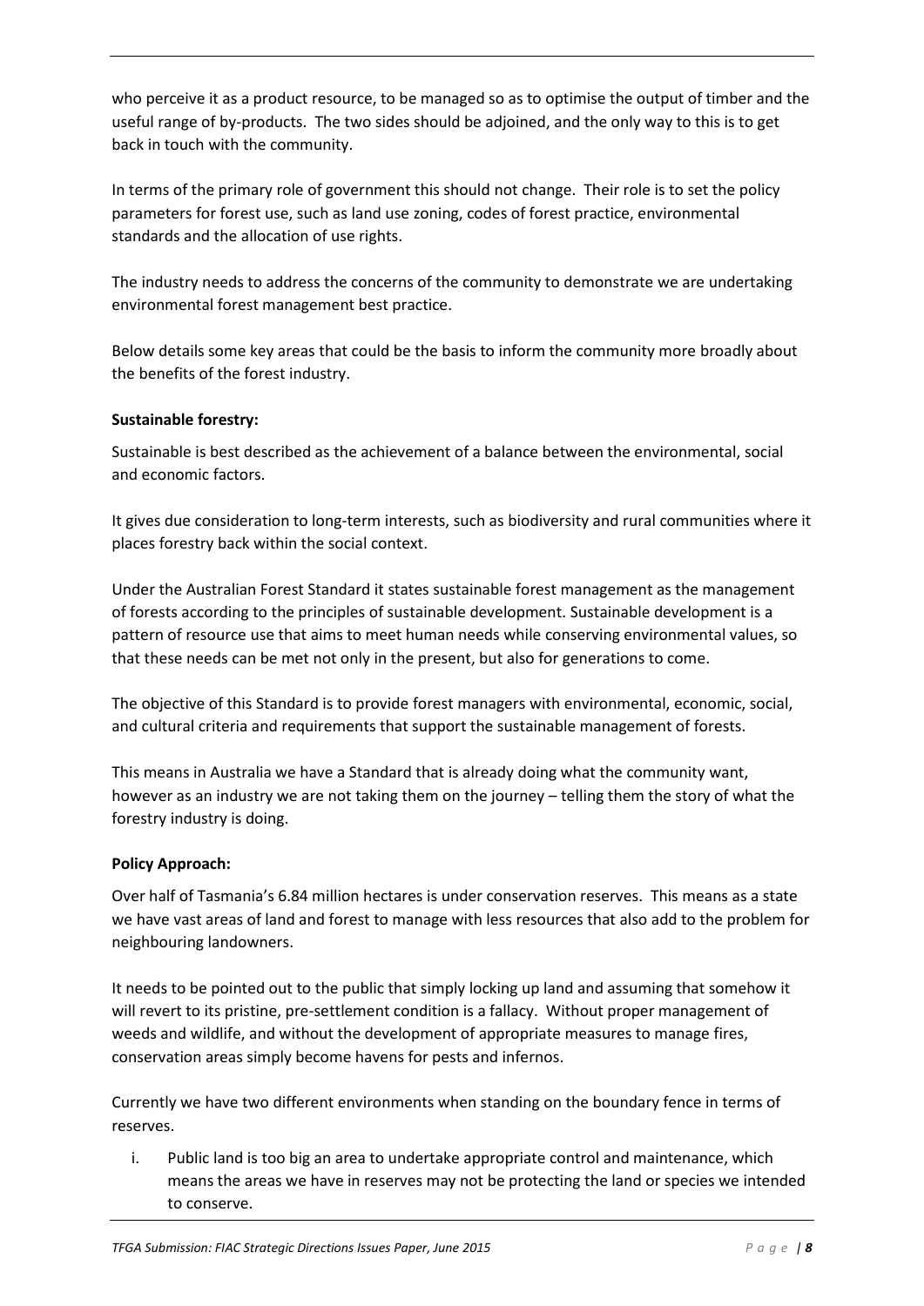who perceive it as a product resource, to be managed so as to optimise the output of timber and the useful range of by-products. The two sides should be adjoined, and the only way to this is to get back in touch with the community.

In terms of the primary role of government this should not change. Their role is to set the policy parameters for forest use, such as land use zoning, codes of forest practice, environmental standards and the allocation of use rights.

The industry needs to address the concerns of the community to demonstrate we are undertaking environmental forest management best practice.

Below details some key areas that could be the basis to inform the community more broadly about the benefits of the forest industry.

**Sustainable forestry:**

Sustainable is best described as the achievement of a balance between the environmental, social and economic factors.

It gives due consideration to long-term interests, such as biodiversity and rural communities where it places forestry back within the social context.

Under the Australian Forest Standard it states sustainable forest management as the management of forests according to the principles of sustainable development. Sustainable development is a pattern of resource use that aims to meet human needs while conserving environmental values, so that these needs can be met not only in the present, but also for generations to come.

The objective of this Standard is to provide forest managers with environmental, economic, social, and cultural criteria and requirements that support the sustainable management of forests.

This means in Australia we have a Standard that is already doing what the community want, however as an industry we are not taking them on the journey – telling them the story of what the forestry industry is doing.

**Policy Approach:**

Over half of Tasmania's 6.84 million hectares is under conservation reserves. This means as a state we have vast areas of land and forest to manage with less resources that also add to the problem for neighbouring landowners.

It needs to be pointed out to the public that simply locking up land and assuming that somehow it will revert to its pristine, pre-settlement condition is a fallacy. Without proper management of weeds and wildlife, and without the development of appropriate measures to manage fires, conservation areas simply become havens for pests and infernos.

Currently we have two different environments when standing on the boundary fence in terms of reserves.

i. Public land is too big an area to undertake appropriate control and maintenance, which means the areas we have in reserves may not be protecting the land or species we intended to conserve.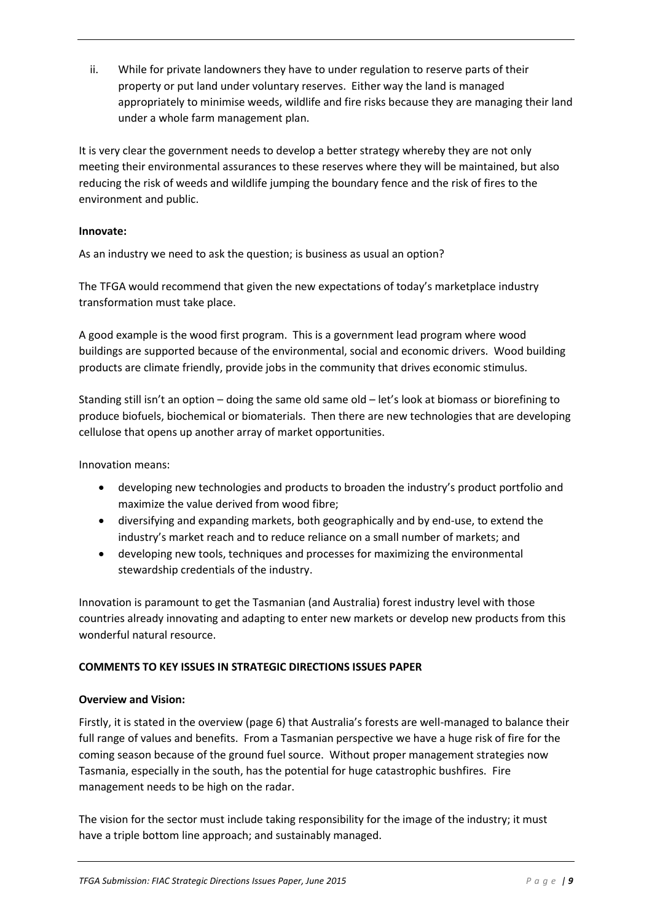ii. While for private landowners they have to under regulation to reserve parts of their property or put land under voluntary reserves. Either way the land is managed appropriately to minimise weeds, wildlife and fire risks because they are managing their land under a whole farm management plan.

It is very clear the government needs to develop a better strategy whereby they are not only meeting their environmental assurances to these reserves where they will be maintained, but also reducing the risk of weeds and wildlife jumping the boundary fence and the risk of fires to the environment and public.

**Innovate:**

As an industry we need to ask the question; is business as usual an option?

The TFGA would recommend that given the new expectations of today's marketplace industry transformation must take place.

A good example is the wood first program. This is a government lead program where wood buildings are supported because of the environmental, social and economic drivers. Wood building products are climate friendly, provide jobs in the community that drives economic stimulus.

Standing still isn't an option – doing the same old same old – let's look at biomass or biorefining to produce biofuels, biochemical or biomaterials. Then there are new technologies that are developing cellulose that opens up another array of market opportunities.

Innovation means:

- developing new technologies and products to broaden the industry's product portfolio and maximize the value derived from wood fibre;
- diversifying and expanding markets, both geographically and by end-use, to extend the industry's market reach and to reduce reliance on a small number of markets; and
- developing new tools, techniques and processes for maximizing the environmental stewardship credentials of the industry.

Innovation is paramount to get the Tasmanian (and Australia) forest industry level with those countries already innovating and adapting to enter new markets or develop new products from this wonderful natural resource.

**COMMENTS TO KEY ISSUES IN STRATEGIC DIRECTIONS ISSUES PAPER**

**Overview and Vision:**

Firstly, it is stated in the overview (page 6) that Australia's forests are well-managed to balance their full range of values and benefits. From a Tasmanian perspective we have a huge risk of fire for the coming season because of the ground fuel source. Without proper management strategies now Tasmania, especially in the south, has the potential for huge catastrophic bushfires. Fire management needs to be high on the radar.

The vision for the sector must include taking responsibility for the image of the industry; it must have a triple bottom line approach; and sustainably managed.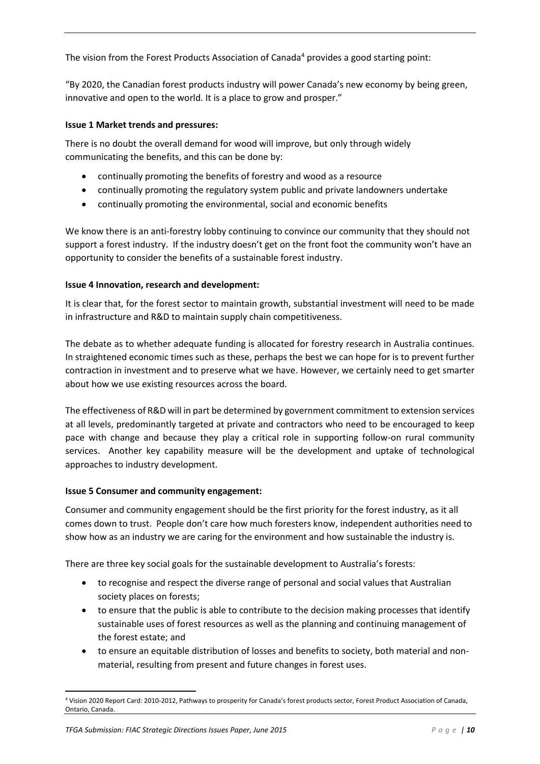The vision from the Forest Products Association of Canada[4] provides a good starting point:

"By 2020, the Canadian forest products industry will power Canada's new economy by being green, innovative and open to the world. It is a place to grow and prosper."

**Issue 1 Market trends and pressures:**

There is no doubt the overall demand for wood will improve, but only through widely communicating the benefits, and this can be done by:

- continually promoting the benefits of forestry and wood as a resource
- continually promoting the regulatory system public and private landowners undertake
- continually promoting the environmental, social and economic benefits

We know there is an anti-forestry lobby continuing to convince our community that they should not support a forest industry. If the industry doesn't get on the front foot the community won't have an opportunity to consider the benefits of a sustainable forest industry.

**Issue 4 Innovation, research and development:**

It is clear that, for the forest sector to maintain growth, substantial investment will need to be made in infrastructure and R&D to maintain supply chain competitiveness.

The debate as to whether adequate funding is allocated for forestry research in Australia continues. In straightened economic times such as these, perhaps the best we can hope for is to prevent further contraction in investment and to preserve what we have. However, we certainly need to get smarter about how we use existing resources across the board.

The effectiveness of R&D will in part be determined by government commitment to extension services at all levels, predominantly targeted at private and contractors who need to be encouraged to keep pace with change and because they play a critical role in supporting follow-on rural community services. Another key capability measure will be the development and uptake of technological approaches to industry development.

**Issue 5 Consumer and community engagement:**

Consumer and community engagement should be the first priority for the forest industry, as it all comes down to trust. People don't care how much foresters know, independent authorities need to show how as an industry we are caring for the environment and how sustainable the industry is.

There are three key social goals for the sustainable development to Australia's forests:

- to recognise and respect the diverse range of personal and social values that Australian society places on forests;
- to ensure that the public is able to contribute to the decision making processes that identify sustainable uses of forest resources as well as the planning and continuing management of the forest estate; and
- to ensure an equitable distribution of losses and benefits to society, both material and non-material, resulting from present and future changes in forest uses.

[4] Vision 2020 Report Card: 2010-2012, Pathways to prosperity for Canada's forest products sector, Forest Product Association of Canada, Ontario, Canada.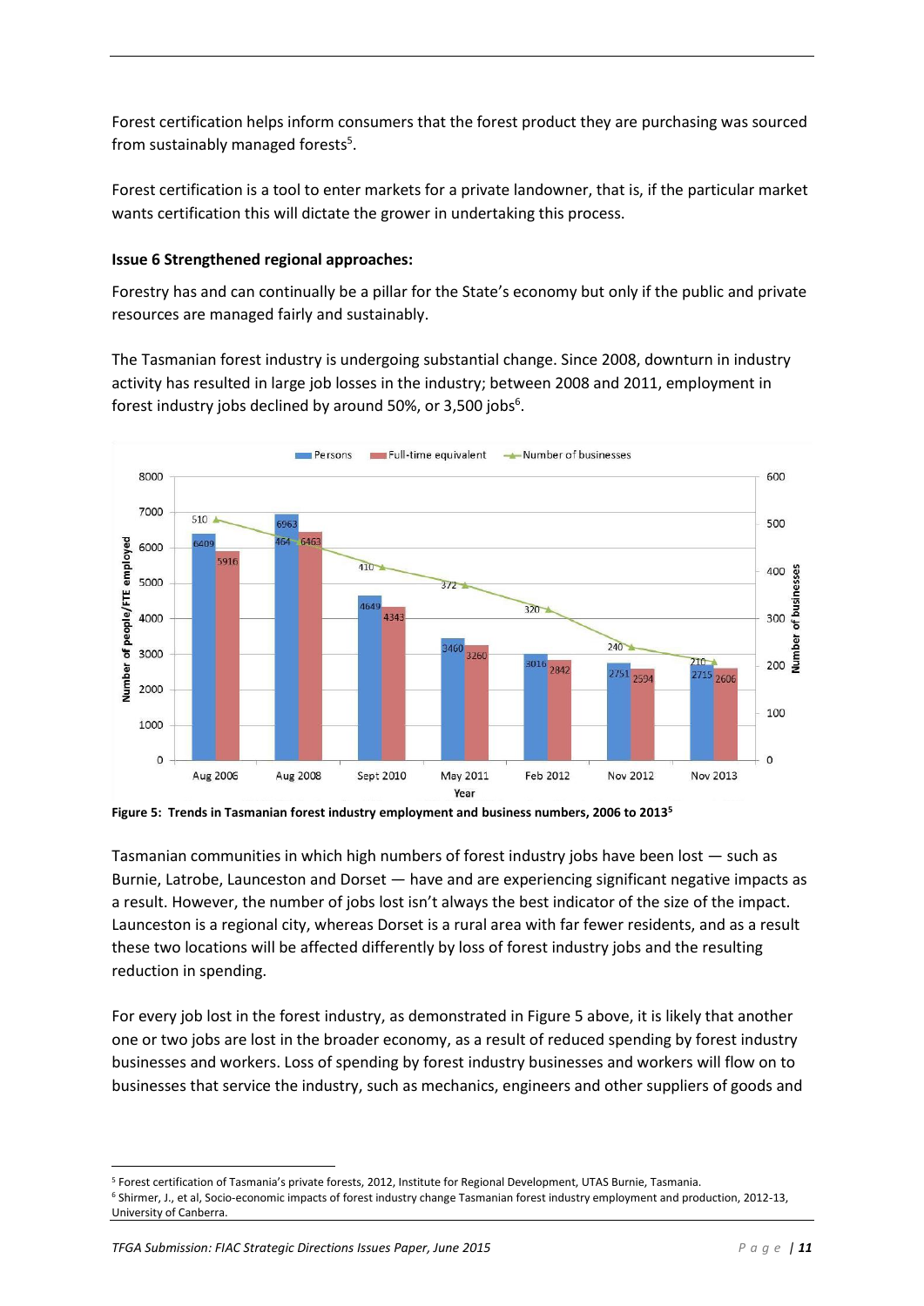Forest certification helps inform consumers that the forest product they are purchasing was sourced from sustainably managed forests[5].

Forest certification is a tool to enter markets for a private landowner, that is, if the particular market wants certification this will dictate the grower in undertaking this process.

**Issue 6 Strengthened regional approaches:**

Forestry has and can continually be a pillar for the State's economy but only if the public and private resources are managed fairly and sustainably.

The Tasmanian forest industry is undergoing substantial change. Since 2008, downturn in industry activity has resulted in large job losses in the industry; between 2008 and 2011, employment in forest industry jobs declined by around 50%, or 3,500 jobs[6].

| Year | Persons | Full-time equivalent | Number of businesses |
| --- | --- | --- | --- |
| Aug 2006 | 6409 | 5916 | 510 |
| Aug 2008 | 6963 | 6463 | 464 |
| Sept 2010 | 4649 | 4343 | 410 |
| May 2011 | 3460 | 3260 | 372 |
| Feb 2012 | 3016 | 2842 | 320 |
| Nov 2012 | 2751 | 2594 | 240 |
| Nov 2013 | 2715 | 2606 | 210 |

**Figure 5: Trends in Tasmanian forest industry employment and business numbers, 2006 to 2013[5]**

Tasmanian communities in which high numbers of forest industry jobs have been lost — such as Burnie, Latrobe, Launceston and Dorset — have and are experiencing significant negative impacts as a result. However, the number of jobs lost isn't always the best indicator of the size of the impact. Launceston is a regional city, whereas Dorset is a rural area with far fewer residents, and as a result these two locations will be affected differently by loss of forest industry jobs and the resulting reduction in spending.

For every job lost in the forest industry, as demonstrated in Figure 5 above, it is likely that another one or two jobs are lost in the broader economy, as a result of reduced spending by forest industry businesses and workers. Loss of spending by forest industry businesses and workers will flow on to businesses that service the industry, such as mechanics, engineers and other suppliers of goods and

---

[5] Forest certification of Tasmania's private forests, 2012, Institute for Regional Development, UTAS Burnie, Tasmania.

[6] Shirmer, J., et al, Socio-economic impacts of forest industry change Tasmanian forest industry employment and production, 2012-13, University of Canberra.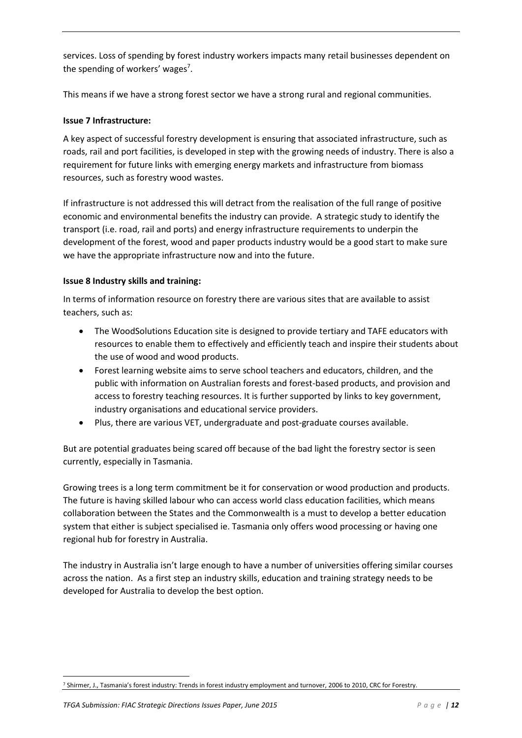services. Loss of spending by forest industry workers impacts many retail businesses dependent on the spending of workers' wages[7].

This means if we have a strong forest sector we have a strong rural and regional communities.

**Issue 7 Infrastructure:**

A key aspect of successful forestry development is ensuring that associated infrastructure, such as roads, rail and port facilities, is developed in step with the growing needs of industry. There is also a requirement for future links with emerging energy markets and infrastructure from biomass resources, such as forestry wood wastes.

If infrastructure is not addressed this will detract from the realisation of the full range of positive economic and environmental benefits the industry can provide. A strategic study to identify the transport (i.e. road, rail and ports) and energy infrastructure requirements to underpin the development of the forest, wood and paper products industry would be a good start to make sure we have the appropriate infrastructure now and into the future.

**Issue 8 Industry skills and training:**

In terms of information resource on forestry there are various sites that are available to assist teachers, such as:

- The WoodSolutions Education site is designed to provide tertiary and TAFE educators with resources to enable them to effectively and efficiently teach and inspire their students about the use of wood and wood products.
- Forest learning website aims to serve school teachers and educators, children, and the public with information on Australian forests and forest-based products, and provision and access to forestry teaching resources. It is further supported by links to key government, industry organisations and educational service providers.
- Plus, there are various VET, undergraduate and post-graduate courses available.

But are potential graduates being scared off because of the bad light the forestry sector is seen currently, especially in Tasmania.

Growing trees is a long term commitment be it for conservation or wood production and products. The future is having skilled labour who can access world class education facilities, which means collaboration between the States and the Commonwealth is a must to develop a better education system that either is subject specialised ie. Tasmania only offers wood processing or having one regional hub for forestry in Australia.

The industry in Australia isn't large enough to have a number of universities offering similar courses across the nation. As a first step an industry skills, education and training strategy needs to be developed for Australia to develop the best option.

[7] Shirmer, J., Tasmania's forest industry: Trends in forest industry employment and turnover, 2006 to 2010, CRC for Forestry.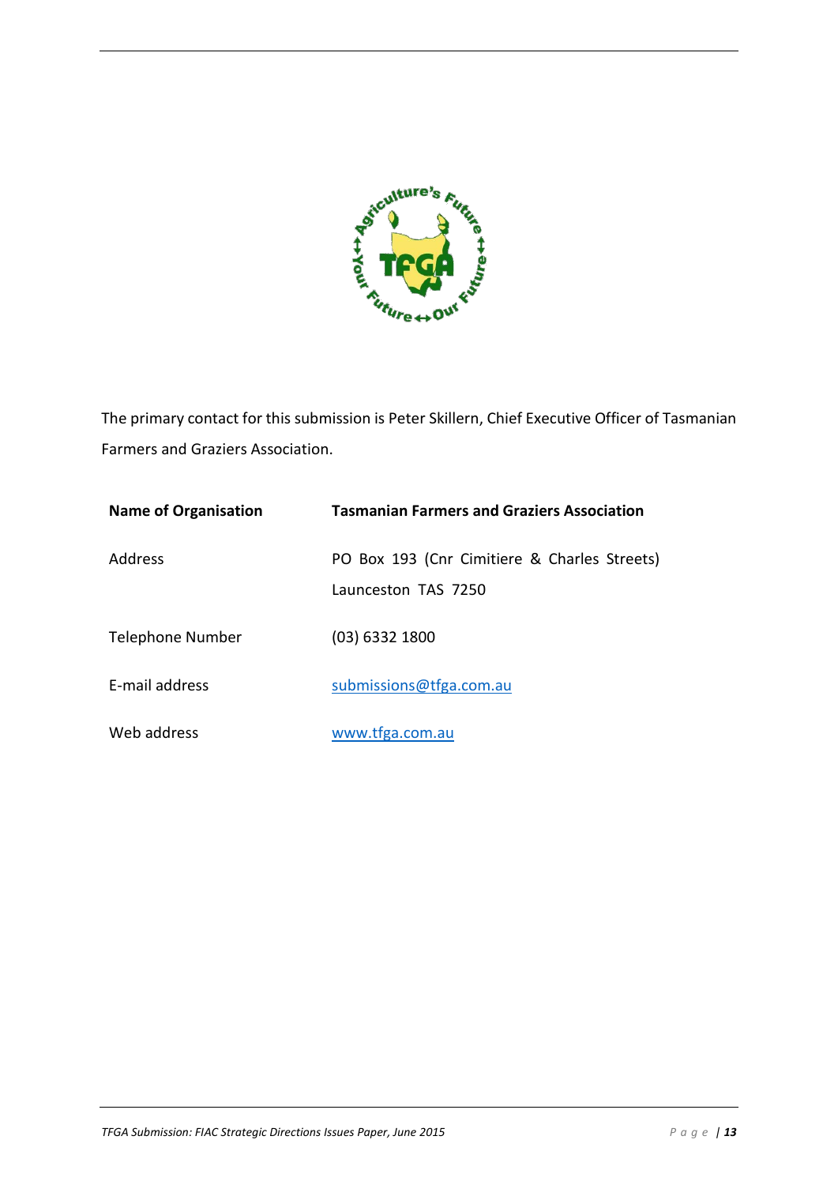The primary contact for this submission is Peter Skillern, Chief Executive Officer of Tasmanian Farmers and Graziers Association.

| | |
|---|---|
| **Name of Organisation** | **Tasmanian Farmers and Graziers Association** |
| Address | PO Box 193 (Cnr Cimitiere & Charles Streets)<br>Launceston TAS 7250 |
| Telephone Number | (03) 6332 1800 |
| E-mail address | submissions@tfga.com.au |
| Web address | www.tfga.com.au |